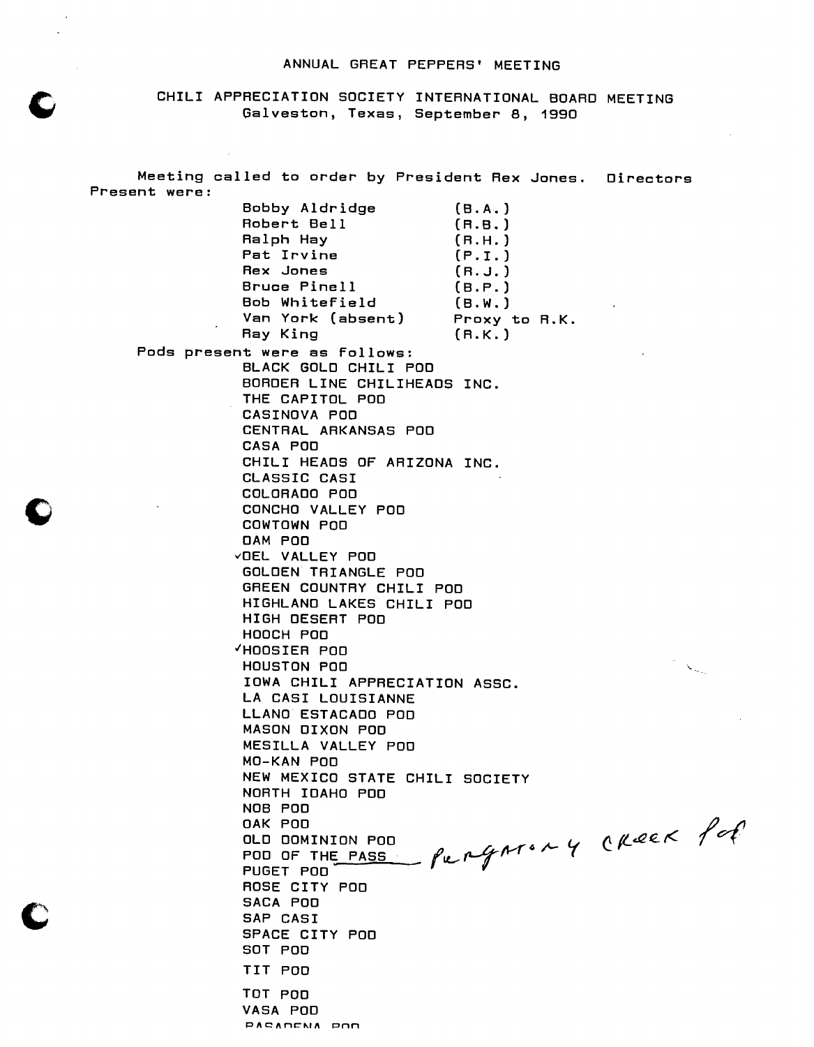# ANNUAL GREAT PEPPERS' MEETING

## CHILI APPRECIATION SOCIETY INTERNATIONAL BOARD MEETING
Galveston, Texas, September 8, 1990

Meeting called to order by President Rex Jones. Directors Present were:

| | |
|---|---|
| Bobby Aldridge | (B.A.) |
| Robert Bell | (R.B.) |
| Ralph Hay | (R.H.) |
| Pat Irvine | (P.I.) |
| Rex Jones | (R.J.) |
| Bruce Pinell | (B.P.) |
| Bob Whitefield | (B.W.) |
| Van York (absent) | Proxy to R.K. |
| Ray King | (R.K.) |

Pods present were as follows:

- BLACK GOLD CHILI POD
- BORDER LINE CHILIHEADS INC.
- THE CAPITOL POD
- CASINOVA POD
- CENTRAL ARKANSAS POD
- CASA POD
- CHILI HEADS OF ARIZONA INC.
- CLASSIC CASI
- COLORADO POD
- CONCHO VALLEY POD
- COWTOWN POD
- DAM POD
- ✓DEL VALLEY POD
- GOLDEN TRIANGLE POD
- GREEN COUNTRY CHILI POD
- HIGHLAND LAKES CHILI POD
- HIGH DESERT POD
- HOOCH POD
- ✓HOOSIER POD
- HOUSTON POD
- IOWA CHILI APPRECIATION ASSC.
- LA CASI LOUISIANNE
- LLANO ESTACADO POD
- MASON DIXON POD
- MESILLA VALLEY POD
- MO-KAN POD
- NEW MEXICO STATE CHILI SOCIETY
- NORTH IDAHO POD
- NOB POD
- OAK POD
- OLD DOMINION POD
- POD OF THE PASS — Purgatory Creek Pod
- PUGET POD
- ROSE CITY POD
- SACA POD
- SAP CASI
- SPACE CITY POD
- SOT POD
- TIT POD
- TOT POD
- VASA POD
- PASADENA POD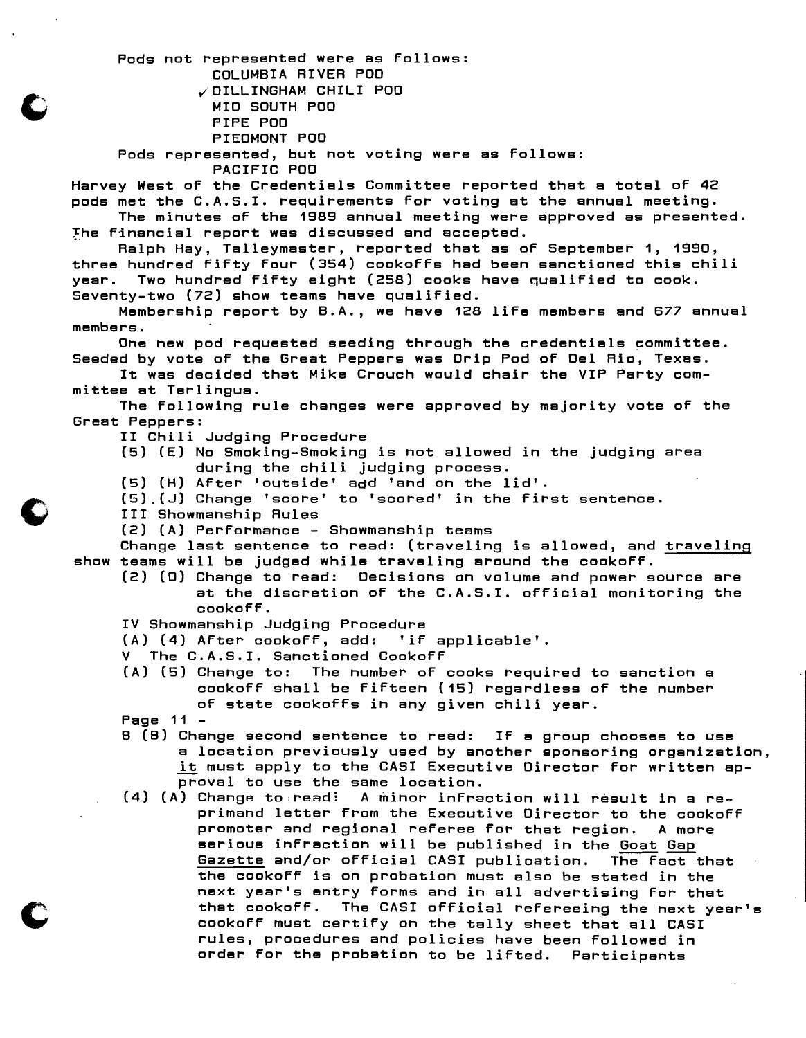Pods not represented were as follows:

- COLUMBIA RIVER POD
- ✓DILLINGHAM CHILI POD
- MID SOUTH POD
- PIPE POD
- PIEDMONT POD

Pods represented, but not voting were as follows:

- PACIFIC POD

Harvey West of the Credentials Committee reported that a total of 42 pods met the C.A.S.I. requirements for voting at the annual meeting.

The minutes of the 1989 annual meeting were approved as presented. The financial report was discussed and accepted.

Ralph Hay, Talleymaster, reported that as of September 1, 1990, three hundred fifty four (354) cookoffs had been sanctioned this chili year. Two hundred fifty eight (258) cooks have qualified to cook. Seventy-two (72) show teams have qualified.

Membership report by B.A., we have 128 life members and 677 annual members.

One new pod requested seeding through the credentials committee. Seeded by vote of the Great Peppers was Drip Pod of Del Rio, Texas.

It was decided that Mike Crouch would chair the VIP Party committee at Terlingua.

The following rule changes were approved by majority vote of the Great Peppers:

II Chili Judging Procedure

(5) (E) No Smoking-Smoking is not allowed in the judging area during the chili judging process.

(5) (H) After 'outside' add 'and on the lid'.

(5) (J) Change 'score' to 'scored' in the first sentence.

III Showmanship Rules

(2) (A) Performance - Showmanship teams

Change last sentence to read: (traveling is allowed, and <u>traveling</u> show teams will be judged while traveling around the cookoff.

(2) (D) Change to read: Decisions on volume and power source are at the discretion of the C.A.S.I. official monitoring the cookoff.

IV Showmanship Judging Procedure

(A) (4) After cookoff, add: 'if applicable'.

V The C.A.S.I. Sanctioned Cookoff

(A) (5) Change to: The number of cooks required to sanction a cookoff shall be fifteen (15) regardless of the number of state cookoffs in any given chili year.

Page 11 -

B (B) Change second sentence to read: If a group chooses to use a location previously used by another sponsoring organization, <u>it</u> must apply to the CASI Executive Director for written approval to use the same location.

(4) (A) Change to read: A minor infraction will result in a reprimand letter from the Executive Director to the cookoff promoter and regional referee for that region. A more serious infraction will be published in the <u>Goat Gap Gazette</u> and/or official CASI publication. The fact that the cookoff is on probation must also be stated in the next year's entry forms and in all advertising for that that cookoff. The CASI official refereeing the next year's cookoff must certify on the tally sheet that all CASI rules, procedures and policies have been followed in order for the probation to be lifted. Participants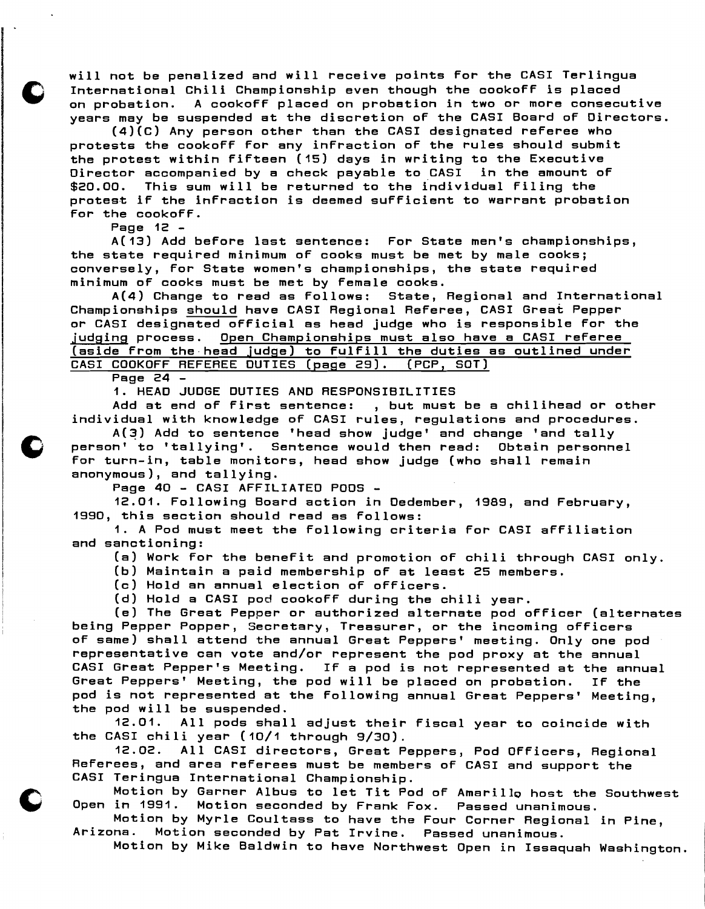will not be penalized and will receive points for the CASI Terlingua International Chili Championship even though the cookoff is placed on probation. A cookoff placed on probation in two or more consecutive years may be suspended at the discretion of the CASI Board of Directors.

(4)(C) Any person other than the CASI designated referee who protests the cookoff for any infraction of the rules should submit the protest within fifteen (15) days in writing to the Executive Director accompanied by a check payable to CASI in the amount of $20.00. This sum will be returned to the individual filing the protest if the infraction is deemed sufficient to warrant probation for the cookoff.

Page 12 -

A(13) Add before last sentence: For State men's championships, the state required minimum of cooks must be met by male cooks; conversely, for State women's championships, the state required minimum of cooks must be met by female cooks.

A(4) Change to read as follows: State, Regional and International Championships <u>should</u> have CASI Regional Referee, CASI Great Pepper or CASI designated official as head judge who is responsible for the <u>judging</u> process. <u>Open Championships must also have a CASI referee (aside from the head judge) to fulfill the duties as outlined under CASI COOKOFF REFEREE DUTIES (page 29). (PCP, SOT)</u>

Page 24 -

1. HEAD JUDGE DUTIES AND RESPONSIBILITIES

Add at end of first sentence: , but must be a chilihead or other individual with knowledge of CASI rules, regulations and procedures.

A(3) Add to sentence 'head show judge' and change 'and tally person' to 'tallying'. Sentence would then read: Obtain personnel for turn-in, table monitors, head show judge (who shall remain anonymous), and tallying.

Page 40 - CASI AFFILIATED PODS -

12.01. Following Board action in Dedember, 1989, and February, 1990, this section should read as follows:

1. A Pod must meet the following criteria for CASI affiliation and sanctioning:

(a) Work for the benefit and promotion of chili through CASI only.

(b) Maintain a paid membership of at least 25 members.

(c) Hold an annual election of officers.

(d) Hold a CASI pod cookoff during the chili year.

(e) The Great Pepper or authorized alternate pod officer (alternates being Pepper Popper, Secretary, Treasurer, or the incoming officers of same) shall attend the annual Great Peppers' meeting. Only one pod representative can vote and/or represent the pod proxy at the annual CASI Great Pepper's Meeting. If a pod is not represented at the annual Great Peppers' Meeting, the pod will be placed on probation. If the pod is not represented at the following annual Great Peppers' Meeting, the pod will be suspended.

12.01. All pods shall adjust their fiscal year to coincide with the CASI chili year (10/1 through 9/30).

12.02. All CASI directors, Great Peppers, Pod Officers, Regional Referees, and area referees must be members of CASI and support the CASI Teringua International Championship.

Motion by Garner Albus to let Tit Pod of Amarillo host the Southwest Open in 1991. Motion seconded by Frank Fox. Passed unanimous.

Motion by Myrle Coultass to have the Four Corner Regional in Pine, Arizona. Motion seconded by Pat Irvine. Passed unanimous.

Motion by Mike Baldwin to have Northwest Open in Issaquah Washington.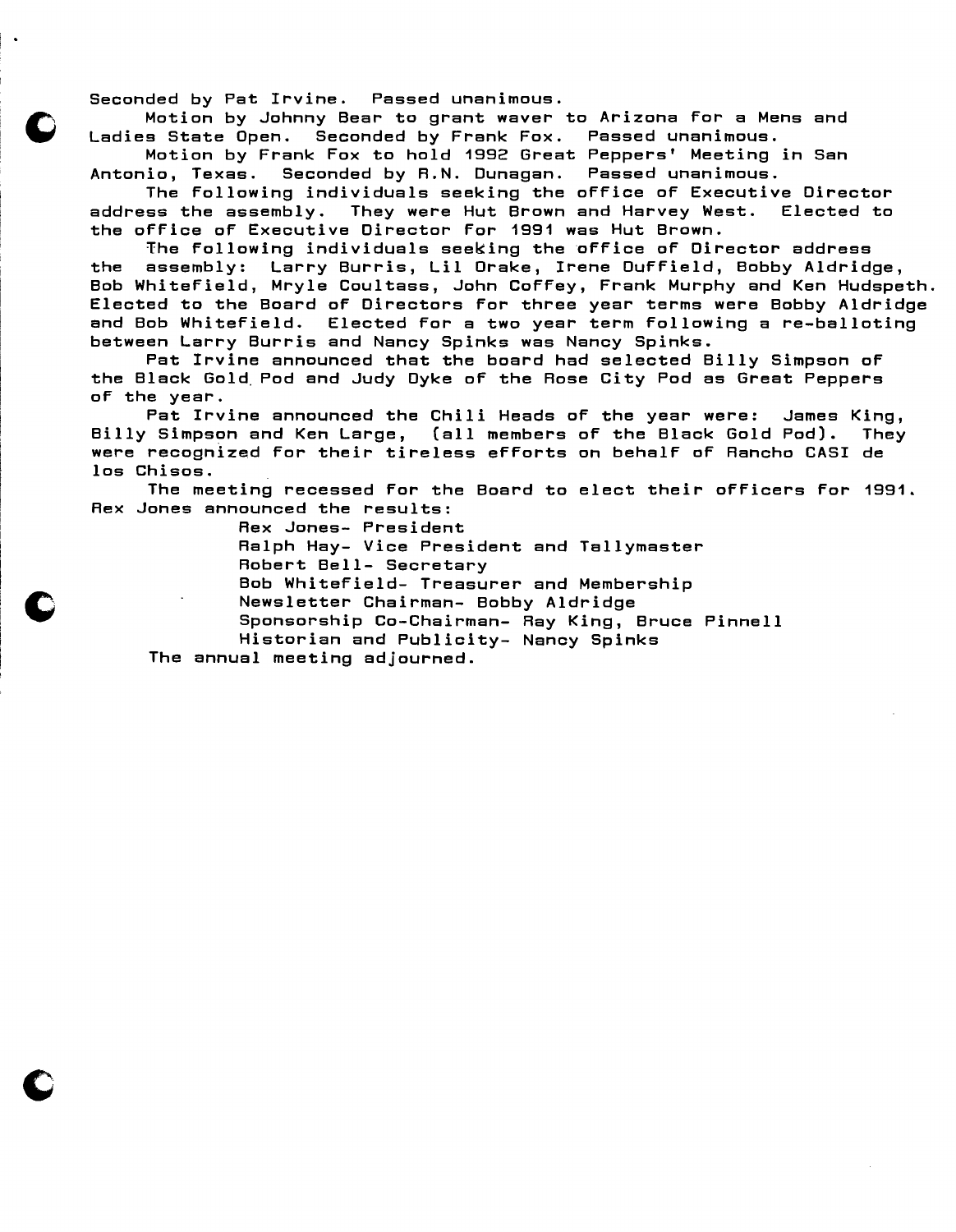Seconded by Pat Irvine. Passed unanimous.

Motion by Johnny Bear to grant waver to Arizona for a Mens and Ladies State Open. Seconded by Frank Fox. Passed unanimous.

Motion by Frank Fox to hold 1992 Great Peppers' Meeting in San Antonio, Texas. Seconded by R.N. Dunagan. Passed unanimous.

The following individuals seeking the office of Executive Director address the assembly. They were Hut Brown and Harvey West. Elected to the office of Executive Director for 1991 was Hut Brown.

The following individuals seeking the office of Director address the assembly: Larry Burris, Lil Drake, Irene Duffield, Bobby Aldridge, Bob Whitefield, Mryle Coultass, John Coffey, Frank Murphy and Ken Hudspeth. Elected to the Board of Directors for three year terms were Bobby Aldridge and Bob Whitefield. Elected for a two year term following a re-balloting between Larry Burris and Nancy Spinks was Nancy Spinks.

Pat Irvine announced that the board had selected Billy Simpson of the Black Gold Pod and Judy Dyke of the Rose City Pod as Great Peppers of the year.

Pat Irvine announced the Chili Heads of the year were: James King, Billy Simpson and Ken Large, (all members of the Black Gold Pod). They were recognized for their tireless efforts on behalf of Rancho CASI de los Chisos.

The meeting recessed for the Board to elect their officers for 1991. Rex Jones announced the results:

Rex Jones- President
Ralph Hay- Vice President and Tallymaster
Robert Bell- Secretary
Bob Whitefield- Treasurer and Membership
Newsletter Chairman- Bobby Aldridge
Sponsorship Co-Chairman- Ray King, Bruce Pinnell
Historian and Publicity- Nancy Spinks

The annual meeting adjourned.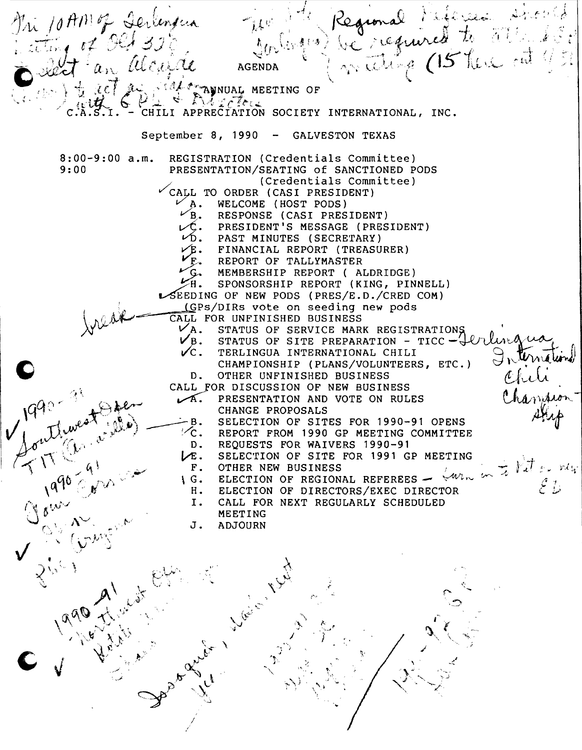# AGENDA

## ANNUAL MEETING OF
## C.A.S.I. - CHILI APPRECIATION SOCIETY INTERNATIONAL, INC.

September 8, 1990 - GALVESTON TEXAS

8:00-9:00 a.m. REGISTRATION (Credentials Committee)

9:00 PRESENTATION/SEATING of SANCTIONED PODS (Credentials Committee)

CALL TO ORDER (CASI PRESIDENT)

- A. WELCOME (HOST PODS)
- B. RESPONSE (CASI PRESIDENT)
- C. PRESIDENT'S MESSAGE (PRESIDENT)
- D. PAST MINUTES (SECRETARY)
- E. FINANCIAL REPORT (TREASURER)
- F. REPORT OF TALLYMASTER
- G. MEMBERSHIP REPORT ( ALDRIDGE)
- H. SPONSORSHIP REPORT (KING, PINNELL)

SEEDING OF NEW PODS (PRES/E.D./CRED COM)
(GPs/DIRs vote on seeding new pods

CALL FOR UNFINISHED BUSINESS

- A. STATUS OF SERVICE MARK REGISTRATIONS
- B. STATUS OF SITE PREPARATION - TICC
- C. TERLINGUA INTERNATIONAL CHILI CHAMPIONSHIP (PLANS/VOLUNTEERS, ETC.)
- D. OTHER UNFINISHED BUSINESS

CALL FOR DISCUSSION OF NEW BUSINESS

- A. PRESENTATION AND VOTE ON RULES CHANGE PROPOSALS
- B. SELECTION OF SITES FOR 1990-91 OPENS
- C. REPORT FROM 1990 GP MEETING COMMITTEE
- D. REQUESTS FOR WAIVERS 1990-91
- E. SELECTION OF SITE FOR 1991 GP MEETING
- F. OTHER NEW BUSINESS
- G. ELECTION OF REGIONAL REFEREES
- H. ELECTION OF DIRECTORS/EXEC DIRECTOR
- I. CALL FOR NEXT REGULARLY SCHEDULED MEETING
- J. ADJOURN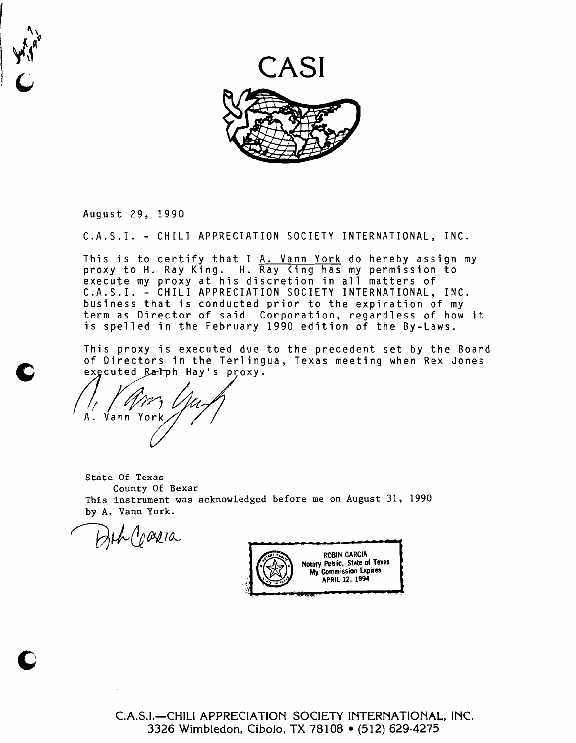# CASI

August 29, 1990

C.A.S.I. - CHILI APPRECIATION SOCIETY INTERNATIONAL, INC.

This is to certify that I A. Vann York do hereby assign my proxy to H. Ray King. H. Ray King has my permission to execute my proxy at his discretion in all matters of C.A.S.I. - CHILI APPRECIATION SOCIETY INTERNATIONAL, INC. business that is conducted prior to the expiration of my term as Director of said Corporation, regardless of how it is spelled in the February 1990 edition of the By-Laws.

This proxy is executed due to the precedent set by the Board of Directors in the Terlingua, Texas meeting when Rex Jones executed Ralph Hay's proxy.

A. Vann York

State Of Texas
County Of Bexar
This instrument was acknowledged before me on August 31, 1990 by A. Vann York.

ROBIN GARCIA
Notary Public, State of Texas
My Commission Expires
APRIL 12, 1994

C.A.S.I.—CHILI APPRECIATION SOCIETY INTERNATIONAL, INC.
3326 Wimbledon, Cibolo, TX 78108 • (512) 629-4275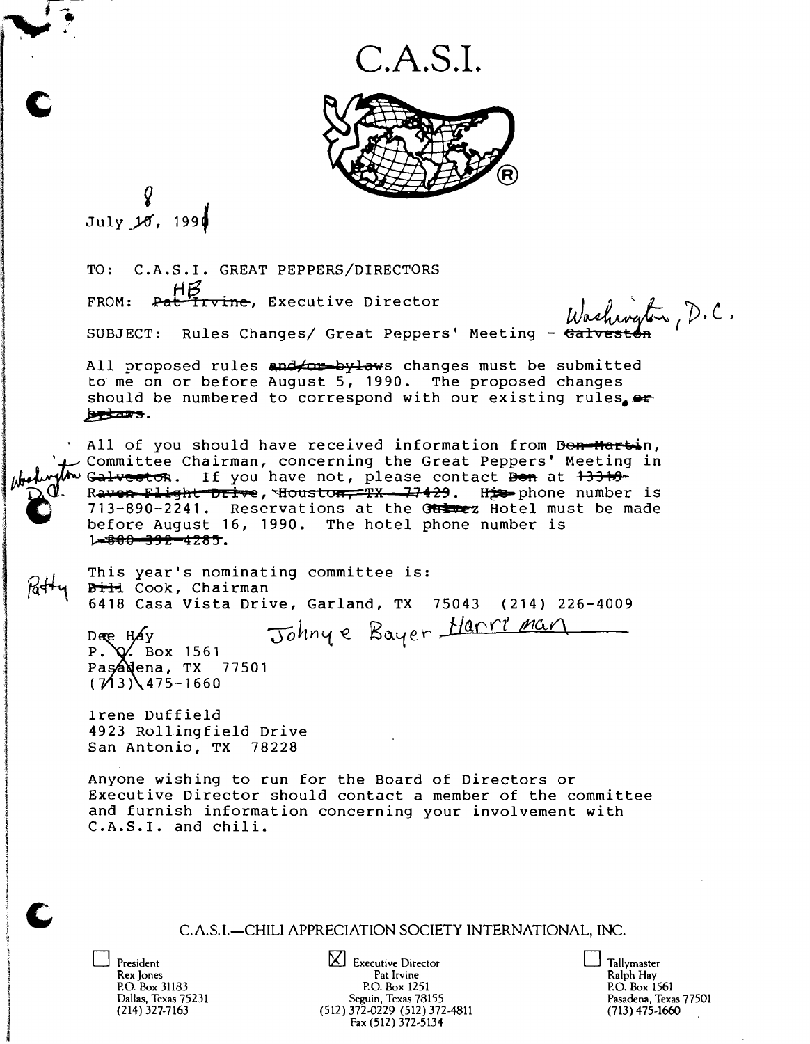# C.A.S.I.

July ~~10~~ 8, 199~~0~~1

TO: C.A.S.I. GREAT PEPPERS/DIRECTORS

FROM: ~~Pat Irvine~~ HB, Executive Director

SUBJECT: Rules Changes/ Great Peppers' Meeting - ~~Galveston~~ Washington, D.C.

All proposed rules ~~and/or bylaws~~ changes must be submitted to me on or before August 5, 1990. The proposed changes should be numbered to correspond with our existing rules. ~~or bylaws~~.

All of you should have received information from ~~Don Martin~~, Committee Chairman, concerning the Great Peppers' Meeting in ~~Galveston~~ Washington D.C.. If you have not, please contact ~~Don~~ at ~~13319 Raven Flight Drive, Houston, TX 77429~~. ~~His~~ phone number is 713-890-2241. Reservations at the ~~Galvez~~ Hotel must be made before August 16, 1990. The hotel phone number is ~~1-800-392-4285~~.

This year's nominating committee is:

~~Bill~~ Patty Cook, Chairman
6418 Casa Vista Drive, Garland, TX 75043 (214) 226-4009

~~Dee Hay~~
~~P. O. Box 1561~~
~~Pasadena, TX 77501~~
~~(713) 475-1660~~

Johnye Bayer Harriman

Irene Duffield
4923 Rollingfield Drive
San Antonio, TX 78228

Anyone wishing to run for the Board of Directors or Executive Director should contact a member of the committee and furnish information concerning your involvement with C.A.S.I. and chili.

C.A.S.I.—CHILI APPRECIATION SOCIETY INTERNATIONAL, INC.

☐ President
Rex Jones
P.O. Box 31183
Dallas, Texas 75231
(214) 327-7163

☒ Executive Director
Pat Irvine
P.O. Box 1251
Seguin, Texas 78155
(512) 372-0229 (512) 372-4811
Fax (512) 372-5134

☐ Tallymaster
Ralph Hay
P.O. Box 1561
Pasadena, Texas 77501
(713) 475-1660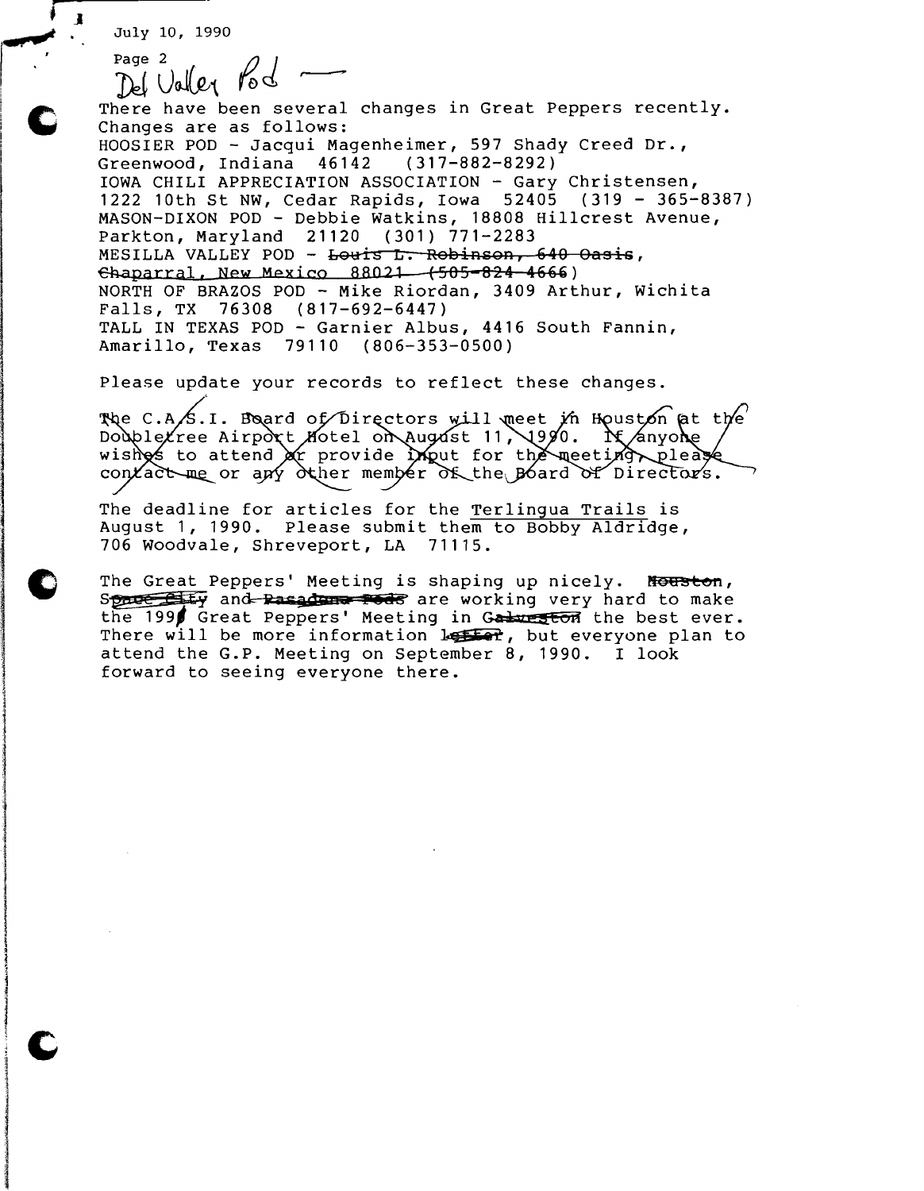July 10, 1990

Del Valley Pod —

There have been several changes in Great Peppers recently. Changes are as follows:
HOOSIER POD - Jacqui Magenheimer, 597 Shady Creed Dr., Greenwood, Indiana 46142 (317-882-8292)
IOWA CHILI APPRECIATION ASSOCIATION - Gary Christensen, 1222 10th St NW, Cedar Rapids, Iowa 52405 (319 - 365-8387)
MASON-DIXON POD - Debbie Watkins, 18808 Hillcrest Avenue, Parkton, Maryland 21120 (301) 771-2283
MESILLA VALLEY POD - ~~Louis L. Robinson, 640 Oasis, Chaparral, New Mexico 88021 (505-824-4666~~)
NORTH OF BRAZOS POD - Mike Riordan, 3409 Arthur, Wichita Falls, TX 76308 (817-692-6447)
TALL IN TEXAS POD - Garnier Albus, 4416 South Fannin, Amarillo, Texas 79110 (806-353-0500)

Please update your records to reflect these changes.

~~The C.A.S.I. Board of Directors will meet in Houston at the Doubletree Airport Hotel on August 11, 1990. If anyone wishes to attend or provide input for the meeting, please contact me or any other member of the Board of Directors.~~

The deadline for articles for the Terlingua Trails is August 1, 1990. Please submit them to Bobby Aldridge, 706 Woodvale, Shreveport, LA 71115.

The Great Peppers' Meeting is shaping up nicely. ~~Houston~~, ~~Space City~~ and ~~Pasadena Pods~~ are working very hard to make the 1990 Great Peppers' Meeting in ~~Galveston~~ the best ever. There will be more information ~~later~~, but everyone plan to attend the G.P. Meeting on September 8, 1990. I look forward to seeing everyone there.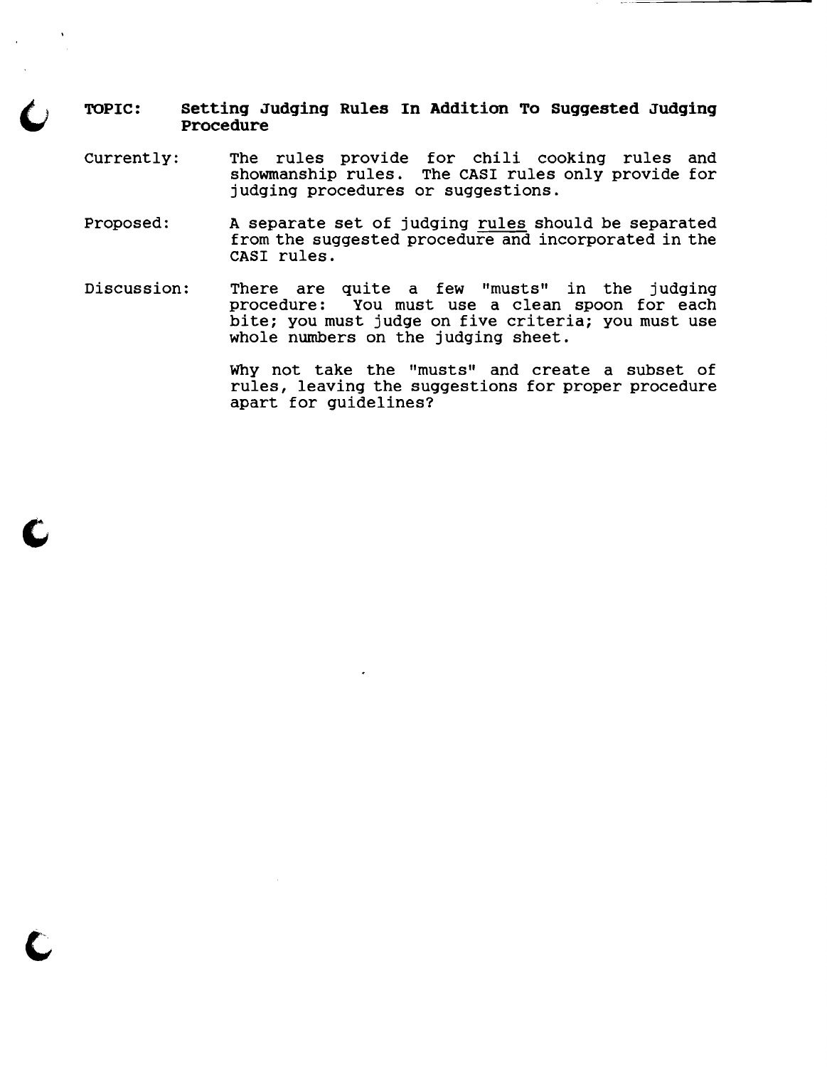**TOPIC: Setting Judging Rules In Addition To Suggested Judging Procedure**

Currently: The rules provide for chili cooking rules and showmanship rules. The CASI rules only provide for judging procedures or suggestions.

Proposed: A separate set of judging <u>rules</u> should be separated from the suggested procedure and incorporated in the CASI rules.

Discussion: There are quite a few "musts" in the judging procedure: You must use a clean spoon for each bite; you must judge on five criteria; you must use whole numbers on the judging sheet.

Why not take the "musts" and create a subset of rules, leaving the suggestions for proper procedure apart for guidelines?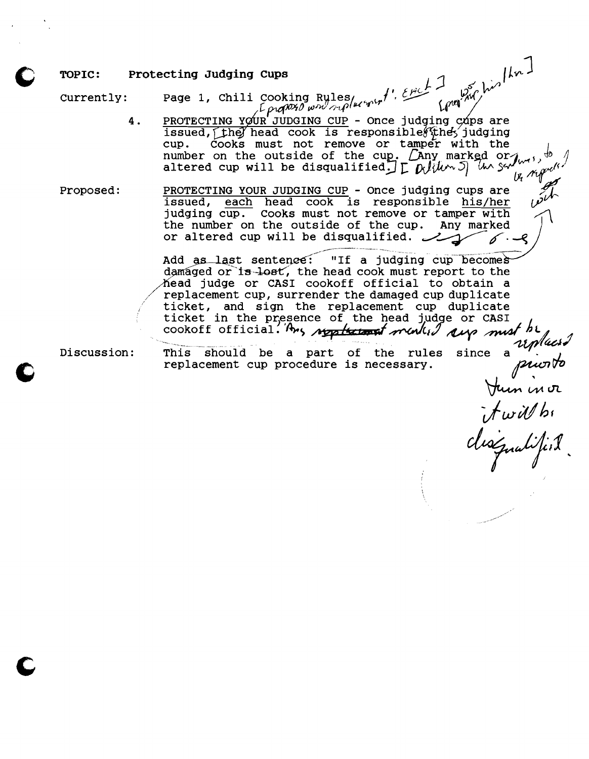**TOPIC:** Protecting Judging Cups

**Currently:** Page 1, Chili Cooking Rules

4. PROTECTING YOUR JUDGING CUP - Once judging cups are issued, the head cook is responsible for the judging cup. Cooks must not remove or tamper with the number on the outside of the cup. Any marked or altered cup will be disqualified.

**Proposed:** PROTECTING YOUR JUDGING CUP - Once judging cups are issued, each head cook is responsible his/her judging cup. Cooks must not remove or tamper with the number on the outside of the cup. Any marked or altered cup will be disqualified.

Add as last sentence: "If a judging cup becomes damaged or is lost, the head cook must report to the head judge or CASI cookoff official to obtain a replacement cup, surrender the damaged cup duplicate ticket, and sign the replacement cup duplicate ticket in the presence of the head judge or CASI cookoff official. Any marked cup must be replaced prior to turn in or it will be disqualified.

**Discussion:** This should be a part of the rules since a replacement cup procedure is necessary.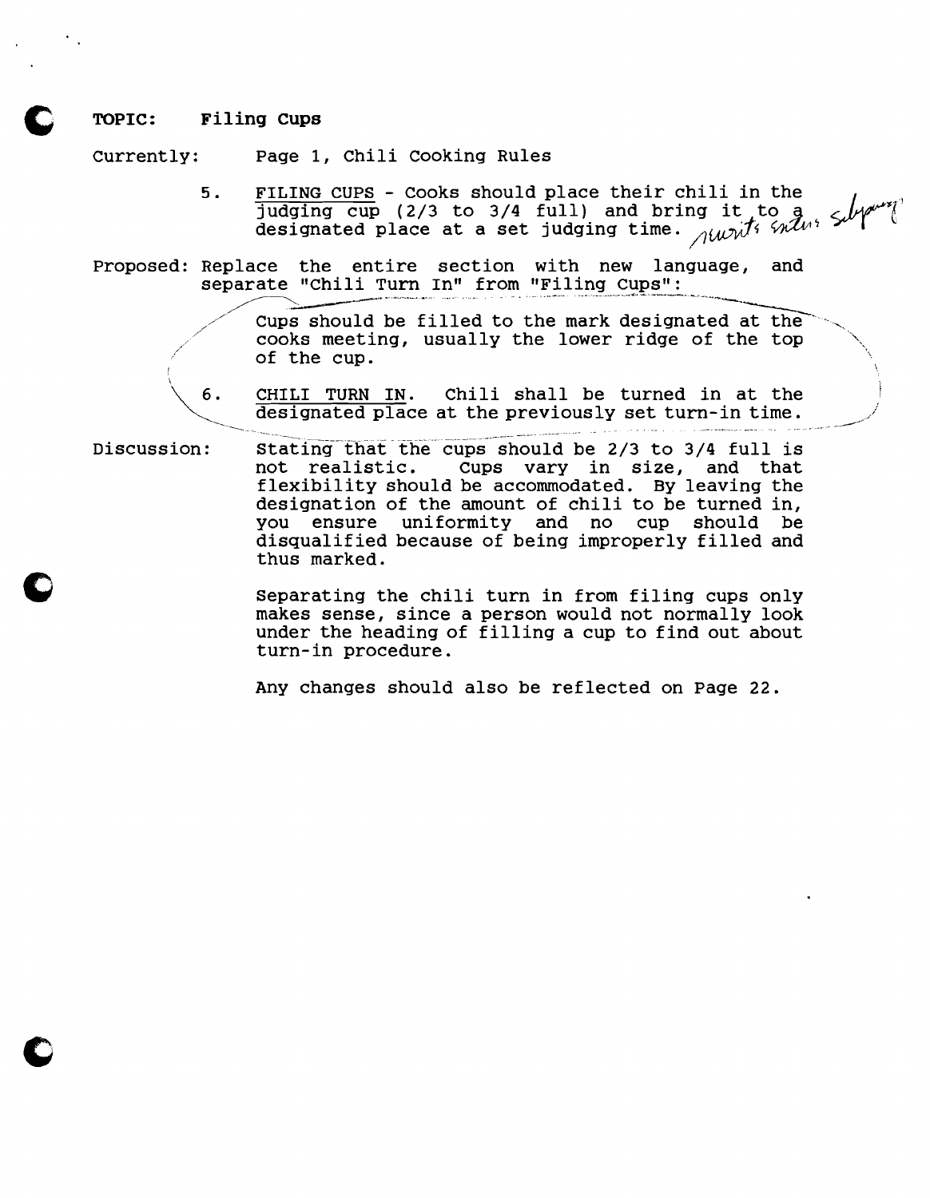**TOPIC: Filing Cups**

Currently: Page 1, Chili Cooking Rules

5. FILING CUPS - Cooks should place their chili in the judging cup (2/3 to 3/4 full) and bring it to a designated place at a set judging time. merits enters subjective

Proposed: Replace the entire section with new language, and separate "Chili Turn In" from "Filing Cups":

Cups should be filled to the mark designated at the cooks meeting, usually the lower ridge of the top of the cup.

6. CHILI TURN IN. Chili shall be turned in at the designated place at the previously set turn-in time.

Discussion: Stating that the cups should be 2/3 to 3/4 full is not realistic. Cups vary in size, and that flexibility should be accommodated. By leaving the designation of the amount of chili to be turned in, you ensure uniformity and no cup should be disqualified because of being improperly filled and thus marked.

Separating the chili turn in from filing cups only makes sense, since a person would not normally look under the heading of filling a cup to find out about turn-in procedure.

Any changes should also be reflected on Page 22.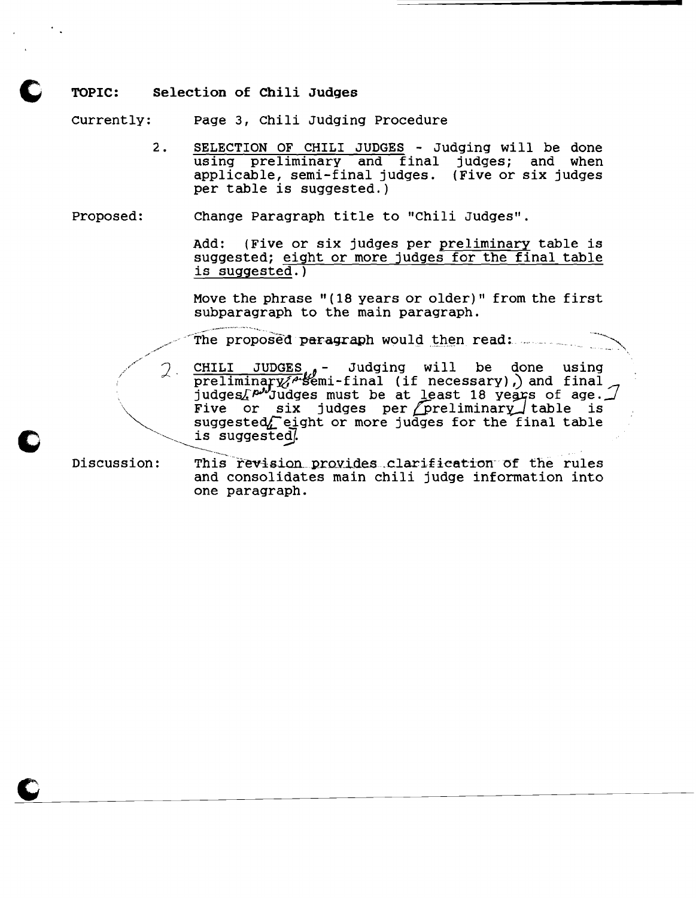**TOPIC:** Selection of Chili Judges

Currently: Page 3, Chili Judging Procedure

2. SELECTION OF CHILI JUDGES - Judging will be done using preliminary and final judges; and when applicable, semi-final judges. (Five or six judges per table is suggested.)

Proposed: Change Paragraph title to "Chili Judges".

Add: (Five or six judges per preliminary table is suggested; eight or more judges for the final table is suggested.)

Move the phrase "(18 years or older)" from the first subparagraph to the main paragraph.

The proposed paragraph would then read:

2. CHILI JUDGES - Judging will be done using preliminary, semi-final (if necessary), and final judges. Judges must be at least 18 years of age. Five or six judges per preliminary table is suggested; eight or more judges for the final table is suggested.

Discussion: This revision provides clarification of the rules and consolidates main chili judge information into one paragraph.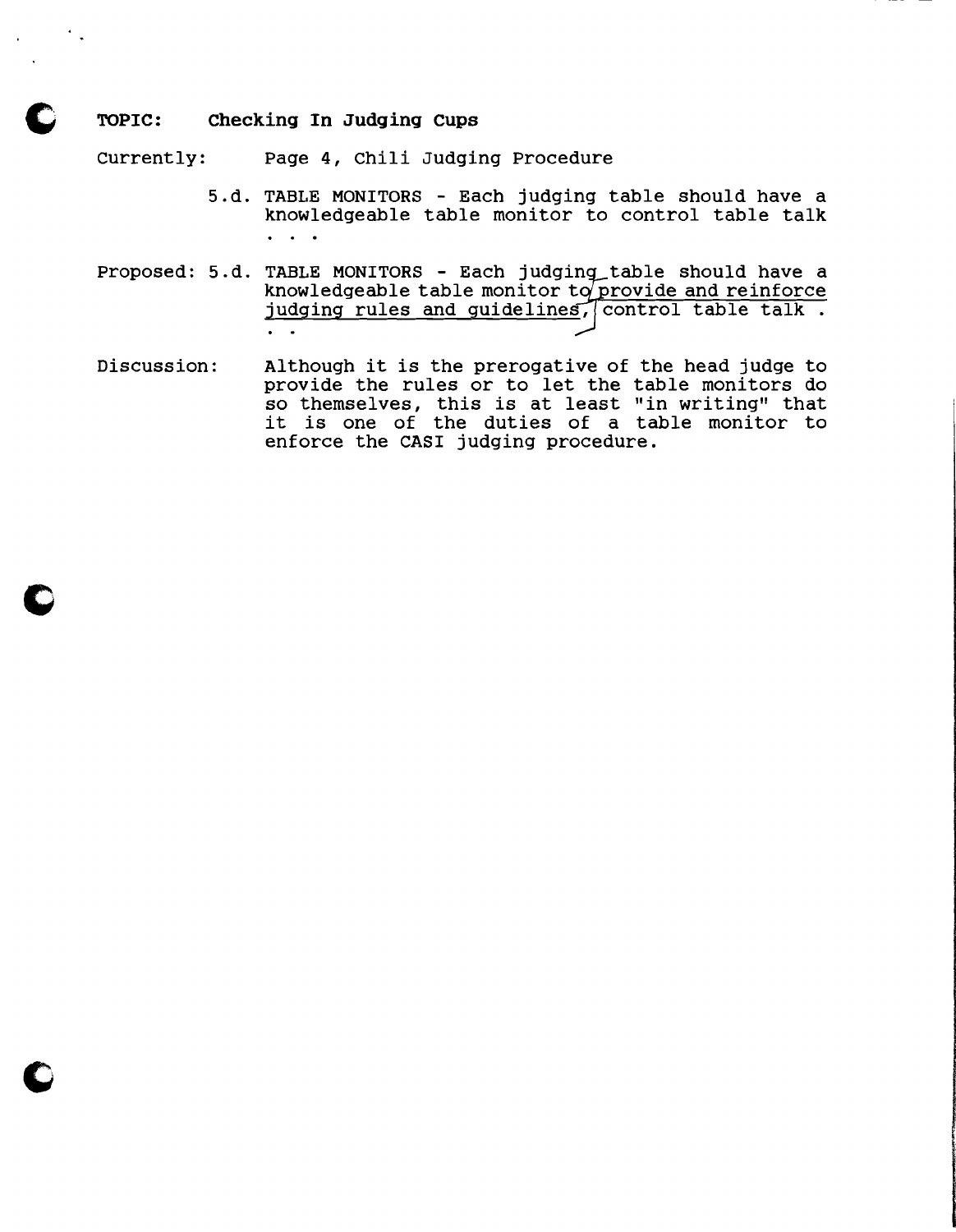**TOPIC: Checking In Judging Cups**

Currently: Page 4, Chili Judging Procedure

5.d. TABLE MONITORS - Each judging table should have a knowledgeable table monitor to control table talk . . .

Proposed: 5.d. TABLE MONITORS - Each judging table should have a knowledgeable table monitor to provide and reinforce judging rules and guidelines, control table talk . . .

Discussion: Although it is the prerogative of the head judge to provide the rules or to let the table monitors do so themselves, this is at least "in writing" that it is one of the duties of a table monitor to enforce the CASI judging procedure.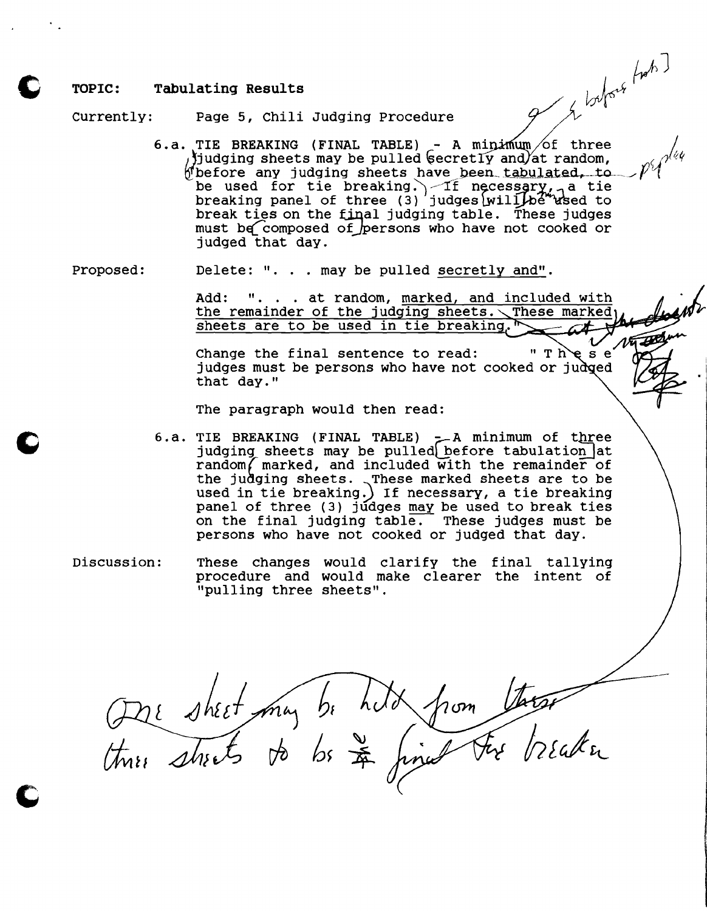**TOPIC:** **Tabulating Results**

Currently: Page 5, Chili Judging Procedure

> 6.a. TIE BREAKING (FINAL TABLE) - A minimum of three judging sheets may be pulled secretly and at random, before any judging sheets have been tabulated, to be used for tie breaking. If necessary, a tie breaking panel of three (3) judges will be used to break ties on the final judging table. These judges must be composed of persons who have not cooked or judged that day.

Proposed: Delete: ". . . may be pulled <u>secretly and</u>".

> Add: ". . . at random, <u>marked, and included with the remainder of the judging sheets. These marked sheets are to be used in tie breaking.</u>"
>
> Change the final sentence to read: "These judges must be persons who have not cooked or judged that day."
>
> The paragraph would then read:
>
> 6.a. TIE BREAKING (FINAL TABLE) - A minimum of three judging sheets may be pulled before tabulation at random, marked, and included with the remainder of the judging sheets. These marked sheets are to be used in tie breaking. If necessary, a tie breaking panel of three (3) judges <u>may</u> be used to break ties on the final judging table. These judges must be persons who have not cooked or judged that day.

Discussion: These changes would clarify the final tallying procedure and would make clearer the intent of "pulling three sheets".

One sheet may be held from these three sheets to be final tie breaker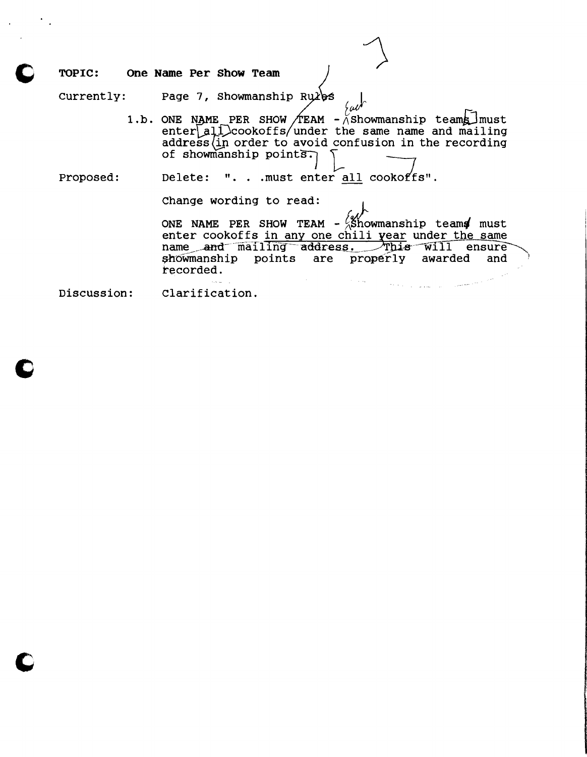**TOPIC:** **One Name Per Show Team**

Currently: Page 7, Showmanship Rules

1.b. ONE NAME PER SHOW TEAM - Showmanship teams must enter all cookoffs under the same name and mailing address in order to avoid confusion in the recording of showmanship points.

Proposed: Delete: ". . .must enter <u>all</u> cookoffs".

Change wording to read:

ONE NAME PER SHOW TEAM - Showmanship teams must enter cookoffs <u>in any one chili year</u> under the same name and mailing address. This will ensure showmanship points are properly awarded and recorded.

Discussion: Clarification.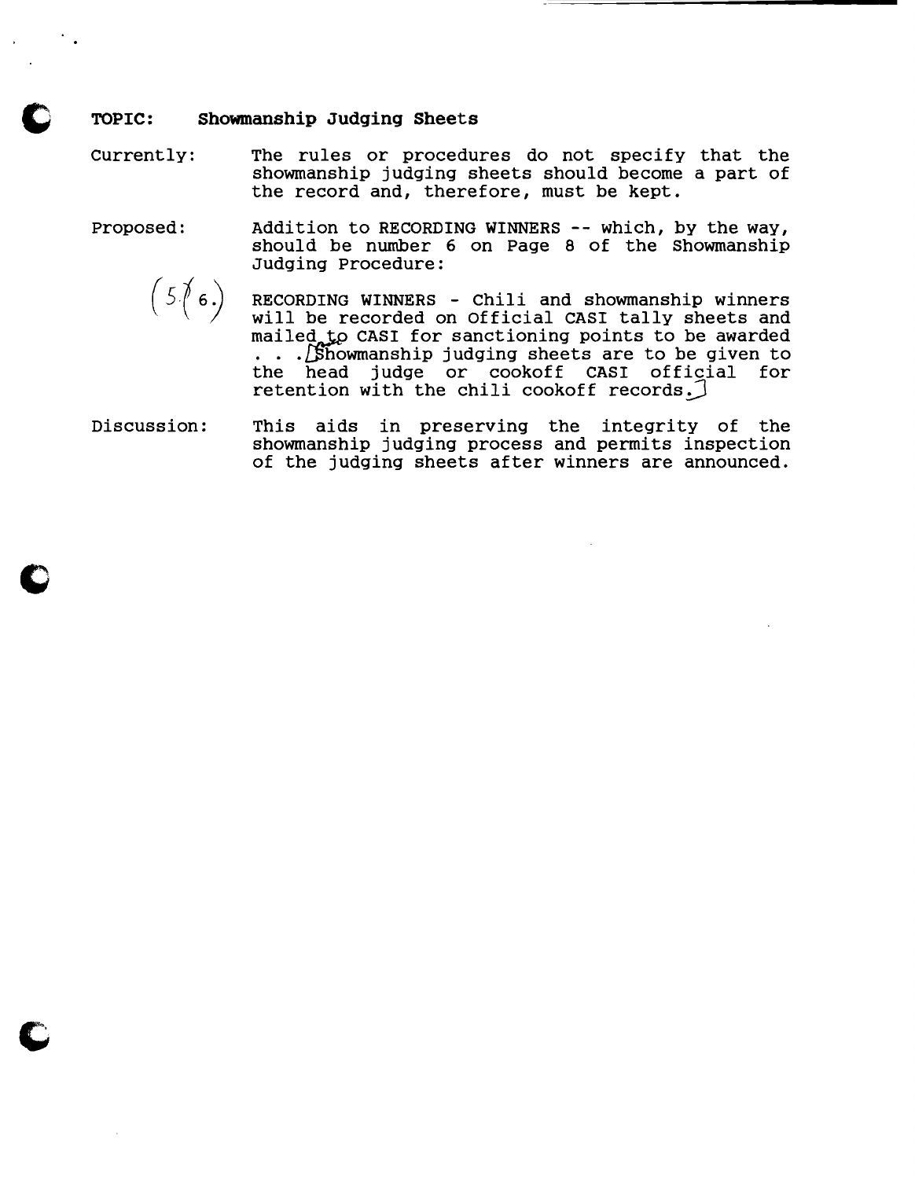**TOPIC: Showmanship Judging Sheets**

Currently: The rules or procedures do not specify that the showmanship judging sheets should become a part of the record and, therefore, must be kept.

Proposed: Addition to RECORDING WINNERS -- which, by the way, should be number 6 on Page 8 of the Showmanship Judging Procedure:

(5.(6.) RECORDING WINNERS - Chili and showmanship winners will be recorded on Official CASI tally sheets and mailed to CASI for sanctioning points to be awarded . . . .[Showmanship judging sheets are to be given to the head judge or cookoff CASI official for retention with the chili cookoff records.]

Discussion: This aids in preserving the integrity of the showmanship judging process and permits inspection of the judging sheets after winners are announced.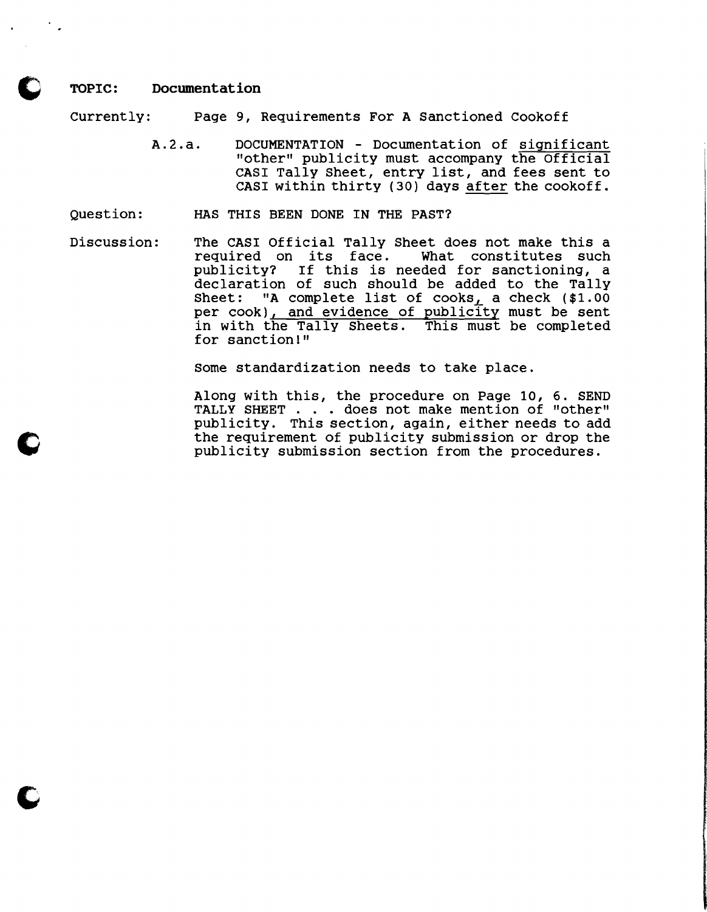**TOPIC: Documentation**

Currently: Page 9, Requirements For A Sanctioned Cookoff

A.2.a. DOCUMENTATION - Documentation of significant "other" publicity must accompany the Official CASI Tally Sheet, entry list, and fees sent to CASI within thirty (30) days after the cookoff.

Question: HAS THIS BEEN DONE IN THE PAST?

Discussion: The CASI Official Tally Sheet does not make this a required on its face. What constitutes such publicity? If this is needed for sanctioning, a declaration of such should be added to the Tally Sheet: "A complete list of cooks, a check ($1.00 per cook), and evidence of publicity must be sent in with the Tally Sheets. This must be completed for sanction!"

Some standardization needs to take place.

Along with this, the procedure on Page 10, 6. SEND TALLY SHEET . . . does not make mention of "other" publicity. This section, again, either needs to add the requirement of publicity submission or drop the publicity submission section from the procedures.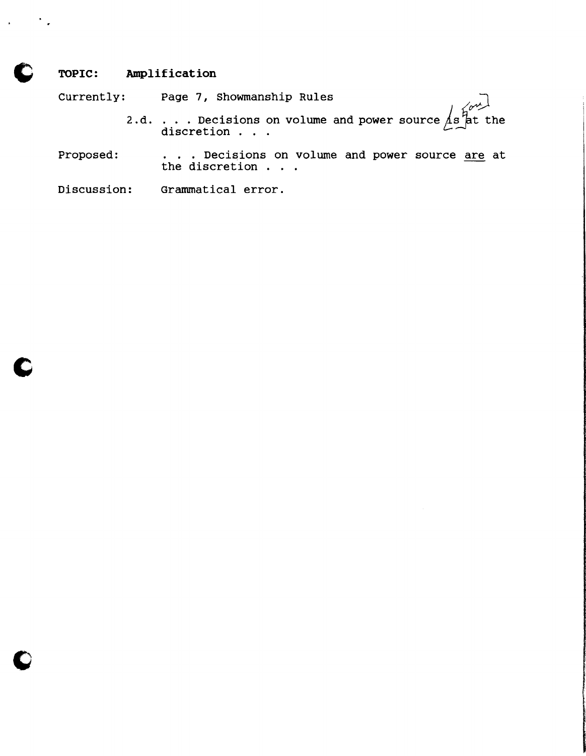**TOPIC: Amplification**

Currently: Page 7, Showmanship Rules

2.d. . . . Decisions on volume and power source is [are] at the discretion . . .

Proposed: . . . Decisions on volume and power source are at the discretion . . .

Discussion: Grammatical error.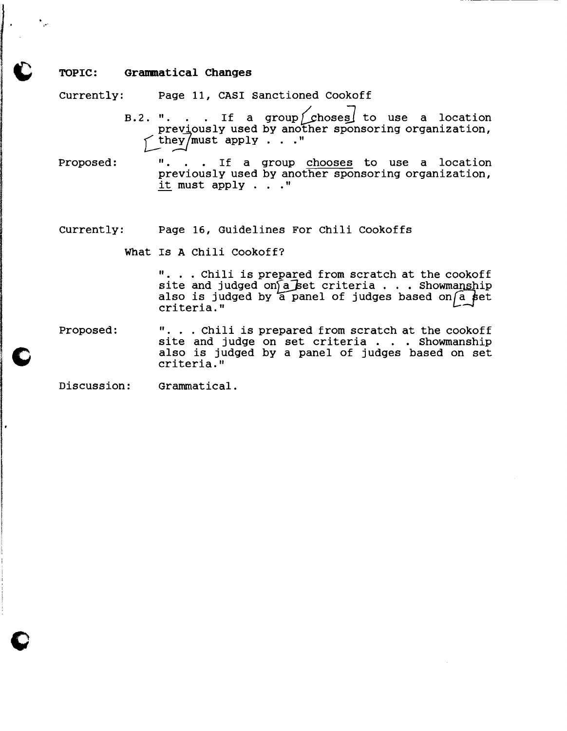**TOPIC: Grammatical Changes**

Currently: Page 11, CASI Sanctioned Cookoff

B.2. ". . . If a group choses to use a location previously used by another sponsoring organization, they must apply . . ."

Proposed: ". . . If a group <u>chooses</u> to use a location previously used by another sponsoring organization, <u>it</u> must apply . . ."

Currently: Page 16, Guidelines For Chili Cookoffs

What Is A Chili Cookoff?

". . . Chili is prepared from scratch at the cookoff site and judged on a set criteria . . . Showmanship also is judged by a panel of judges based on a set criteria."

Proposed: ". . . Chili is prepared from scratch at the cookoff site and judge on set criteria . . . Showmanship also is judged by a panel of judges based on set criteria."

Discussion: Grammatical.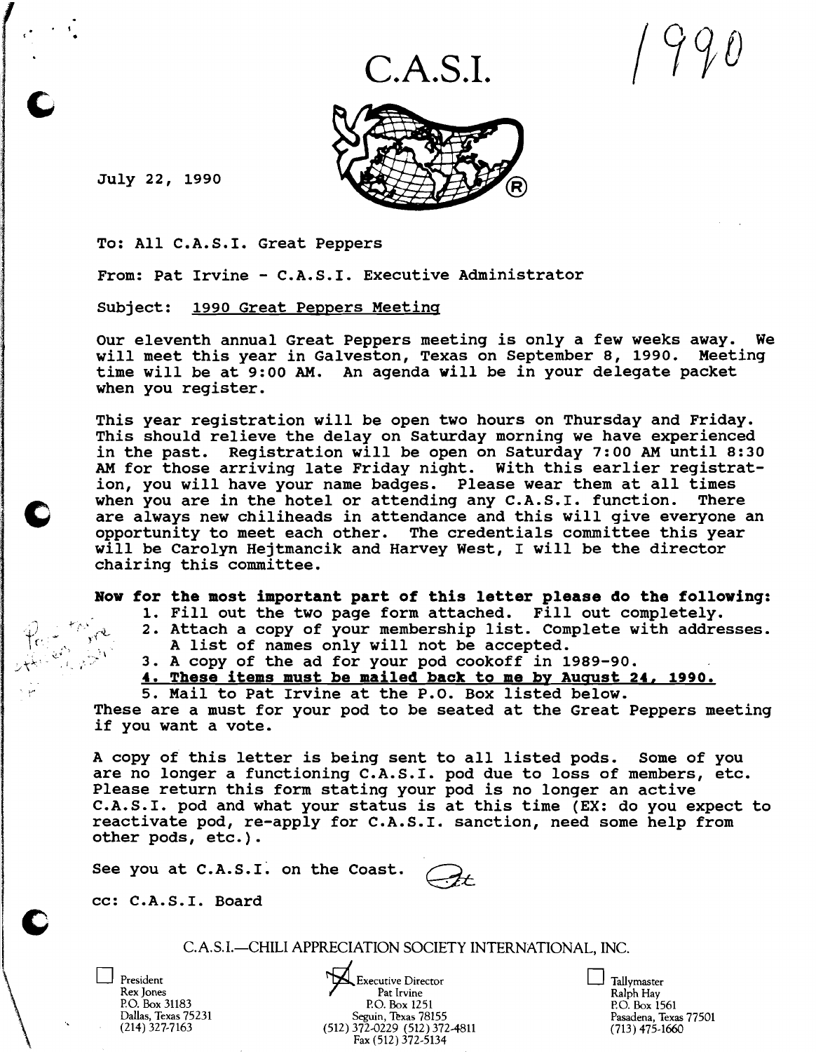# C.A.S.I.

1990

July 22, 1990

To: All C.A.S.I. Great Peppers

From: Pat Irvine - C.A.S.I. Executive Administrator

Subject: 1990 Great Peppers Meeting

Our eleventh annual Great Peppers meeting is only a few weeks away. We will meet this year in Galveston, Texas on September 8, 1990. Meeting time will be at 9:00 AM. An agenda will be in your delegate packet when you register.

This year registration will be open two hours on Thursday and Friday. This should relieve the delay on Saturday morning we have experienced in the past. Registration will be open on Saturday 7:00 AM until 8:30 AM for those arriving late Friday night. With this earlier registration, you will have your name badges. Please wear them at all times when you are in the hotel or attending any C.A.S.I. function. There are always new chiliheads in attendance and this will give everyone an opportunity to meet each other. The credentials committee this year will be Carolyn Hejtmancik and Harvey West, I will be the director chairing this committee.

**Now for the most important part of this letter please do the following:**

1. Fill out the two page form attached. Fill out completely.
2. Attach a copy of your membership list. Complete with addresses. A list of names only will not be accepted.
3. A copy of the ad for your pod cookoff in 1989-90.
4. **These items must be mailed back to me by August 24, 1990.**
5. Mail to Pat Irvine at the P.O. Box listed below.

These are a must for your pod to be seated at the Great Peppers meeting if you want a vote.

A copy of this letter is being sent to all listed pods. Some of you are no longer a functioning C.A.S.I. pod due to loss of members, etc. Please return this form stating your pod is no longer an active C.A.S.I. pod and what your status is at this time (EX: do you expect to reactivate pod, re-apply for C.A.S.I. sanction, need some help from other pods, etc.).

See you at C.A.S.I. on the Coast. Pat

cc: C.A.S.I. Board

C.A.S.I.—CHILI APPRECIATION SOCIETY INTERNATIONAL, INC.

| | | |
|---|---|---|
| ☐ President | ☒ Executive Director | ☐ Tallymaster |
| Rex Jones | Pat Irvine | Ralph Hay |
| P.O. Box 31183 | P.O. Box 1251 | P.O. Box 1561 |
| Dallas, Texas 75231 | Seguin, Texas 78155 | Pasadena, Texas 77501 |
| (214) 327-7163 | (512) 372-0229 (512) 372-4811 | (713) 475-1660 |
| | Fax (512) 372-5134 | |